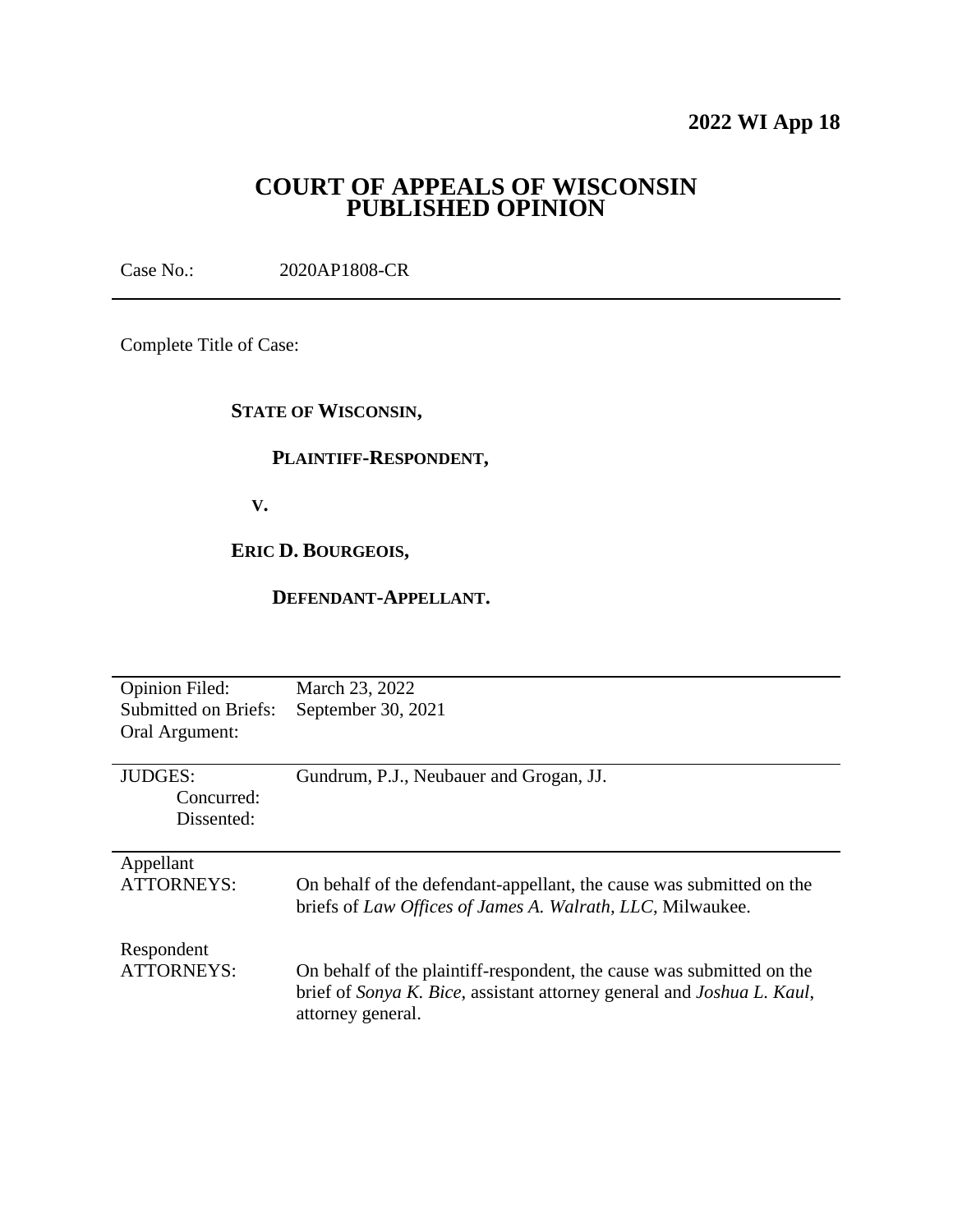**2022 WI App 18**

# COURT OF APPEALS OF WISCONSIN
# PUBLISHED OPINION

Case No.: 2020AP1808-CR

---

Complete Title of Case:

**STATE OF WISCONSIN,**

**PLAINTIFF-RESPONDENT,**

**V.**

**ERIC D. BOURGEOIS,**

**DEFENDANT-APPELLANT.**

---

| | |
|---|---|
| Opinion Filed: | March 23, 2022 |
| Submitted on Briefs: | September 30, 2021 |
| Oral Argument: | |

---

| | |
|---|---|
| JUDGES: | Gundrum, P.J., Neubauer and Grogan, JJ. |
| Concurred: | |
| Dissented: | |

---

| | |
|---|---|
| Appellant ATTORNEYS: | On behalf of the defendant-appellant, the cause was submitted on the briefs of *Law Offices of James A. Walrath, LLC*, Milwaukee. |
| Respondent ATTORNEYS: | On behalf of the plaintiff-respondent, the cause was submitted on the brief of *Sonya K. Bice*, assistant attorney general and *Joshua L. Kaul*, attorney general. |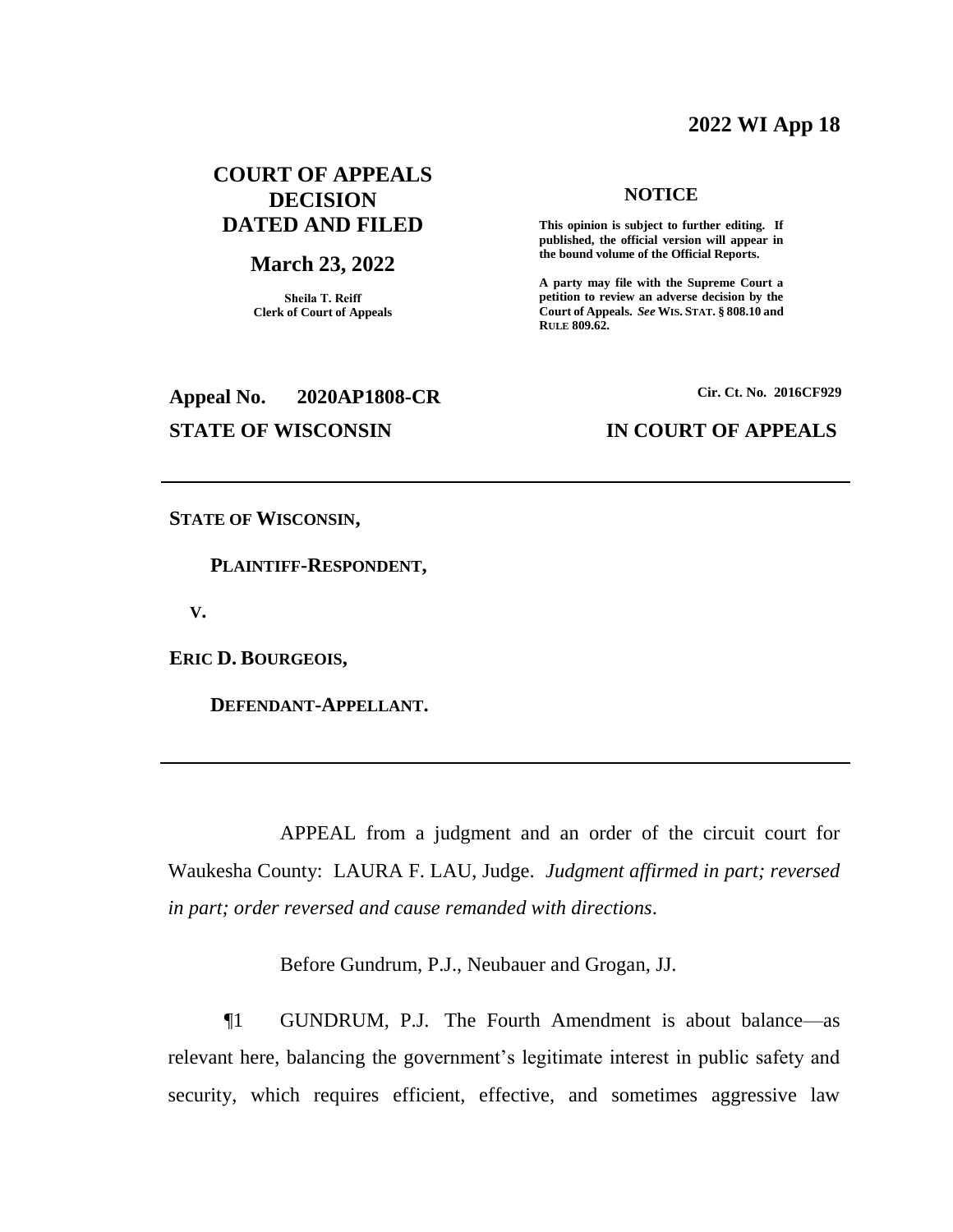# 2022 WI App 18

**COURT OF APPEALS DECISION DATED AND FILED**

**March 23, 2022**

**Sheila T. Reiff**
**Clerk of Court of Appeals**

**NOTICE**

**This opinion is subject to further editing. If published, the official version will appear in the bound volume of the Official Reports.**

**A party may file with the Supreme Court a petition to review an adverse decision by the Court of Appeals. *See* WIS. STAT. § 808.10 and RULE 809.62.**

**Appeal No. 2020AP1808-CR**

**Cir. Ct. No. 2016CF929**

**STATE OF WISCONSIN** **IN COURT OF APPEALS**

---

**STATE OF WISCONSIN,**

**PLAINTIFF-RESPONDENT,**

**V.**

**ERIC D. BOURGEOIS,**

**DEFENDANT-APPELLANT.**

---

APPEAL from a judgment and an order of the circuit court for Waukesha County: LAURA F. LAU, Judge. *Judgment affirmed in part; reversed in part; order reversed and cause remanded with directions*.

Before Gundrum, P.J., Neubauer and Grogan, JJ.

¶1 GUNDRUM, P.J. The Fourth Amendment is about balance—as relevant here, balancing the government's legitimate interest in public safety and security, which requires efficient, effective, and sometimes aggressive law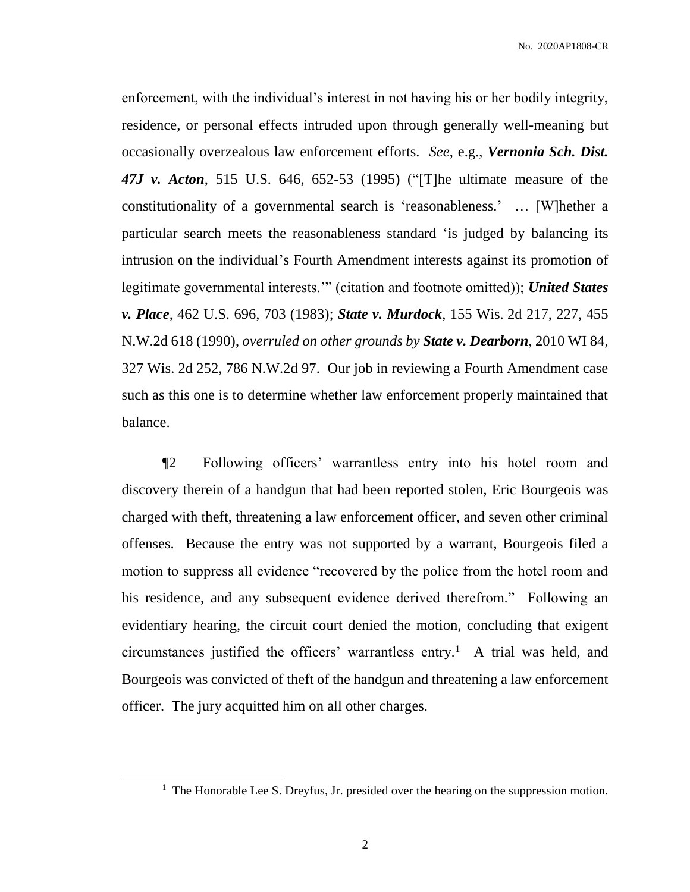enforcement, with the individual's interest in not having his or her bodily integrity, residence, or personal effects intruded upon through generally well-meaning but occasionally overzealous law enforcement efforts. *See*, e.g., ***Vernonia Sch. Dist. 47J v. Acton***, 515 U.S. 646, 652-53 (1995) ("[T]he ultimate measure of the constitutionality of a governmental search is 'reasonableness.' … [W]hether a particular search meets the reasonableness standard 'is judged by balancing its intrusion on the individual's Fourth Amendment interests against its promotion of legitimate governmental interests.'" (citation and footnote omitted)); ***United States v. Place***, 462 U.S. 696, 703 (1983); ***State v. Murdock***, 155 Wis. 2d 217, 227, 455 N.W.2d 618 (1990), *overruled on other grounds by* ***State v. Dearborn***, 2010 WI 84, 327 Wis. 2d 252, 786 N.W.2d 97. Our job in reviewing a Fourth Amendment case such as this one is to determine whether law enforcement properly maintained that balance.

¶2 Following officers' warrantless entry into his hotel room and discovery therein of a handgun that had been reported stolen, Eric Bourgeois was charged with theft, threatening a law enforcement officer, and seven other criminal offenses. Because the entry was not supported by a warrant, Bourgeois filed a motion to suppress all evidence "recovered by the police from the hotel room and his residence, and any subsequent evidence derived therefrom." Following an evidentiary hearing, the circuit court denied the motion, concluding that exigent circumstances justified the officers' warrantless entry.[1] A trial was held, and Bourgeois was convicted of theft of the handgun and threatening a law enforcement officer. The jury acquitted him on all other charges.

[1] The Honorable Lee S. Dreyfus, Jr. presided over the hearing on the suppression motion.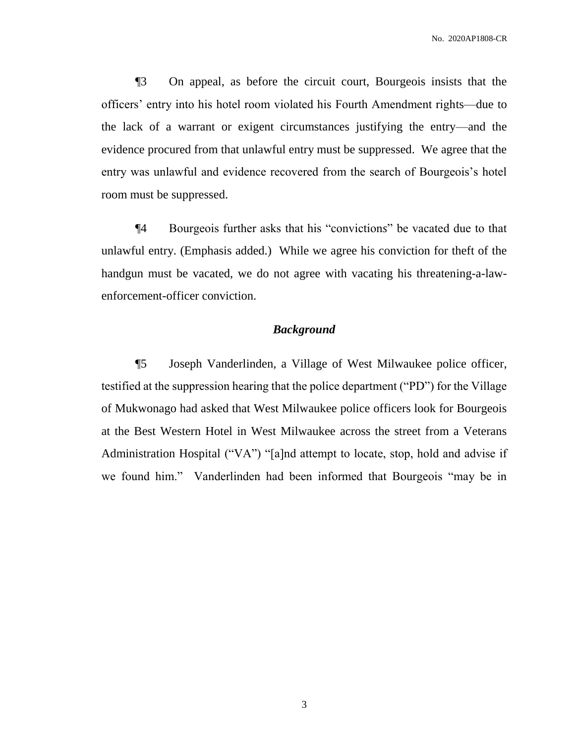¶3 On appeal, as before the circuit court, Bourgeois insists that the officers' entry into his hotel room violated his Fourth Amendment rights—due to the lack of a warrant or exigent circumstances justifying the entry—and the evidence procured from that unlawful entry must be suppressed. We agree that the entry was unlawful and evidence recovered from the search of Bourgeois's hotel room must be suppressed.

¶4 Bourgeois further asks that his "convictions" be vacated due to that unlawful entry. (Emphasis added.) While we agree his conviction for theft of the handgun must be vacated, we do not agree with vacating his threatening-a-law-enforcement-officer conviction.

### *Background*

¶5 Joseph Vanderlinden, a Village of West Milwaukee police officer, testified at the suppression hearing that the police department ("PD") for the Village of Mukwonago had asked that West Milwaukee police officers look for Bourgeois at the Best Western Hotel in West Milwaukee across the street from a Veterans Administration Hospital ("VA") "[a]nd attempt to locate, stop, hold and advise if we found him." Vanderlinden had been informed that Bourgeois "may be in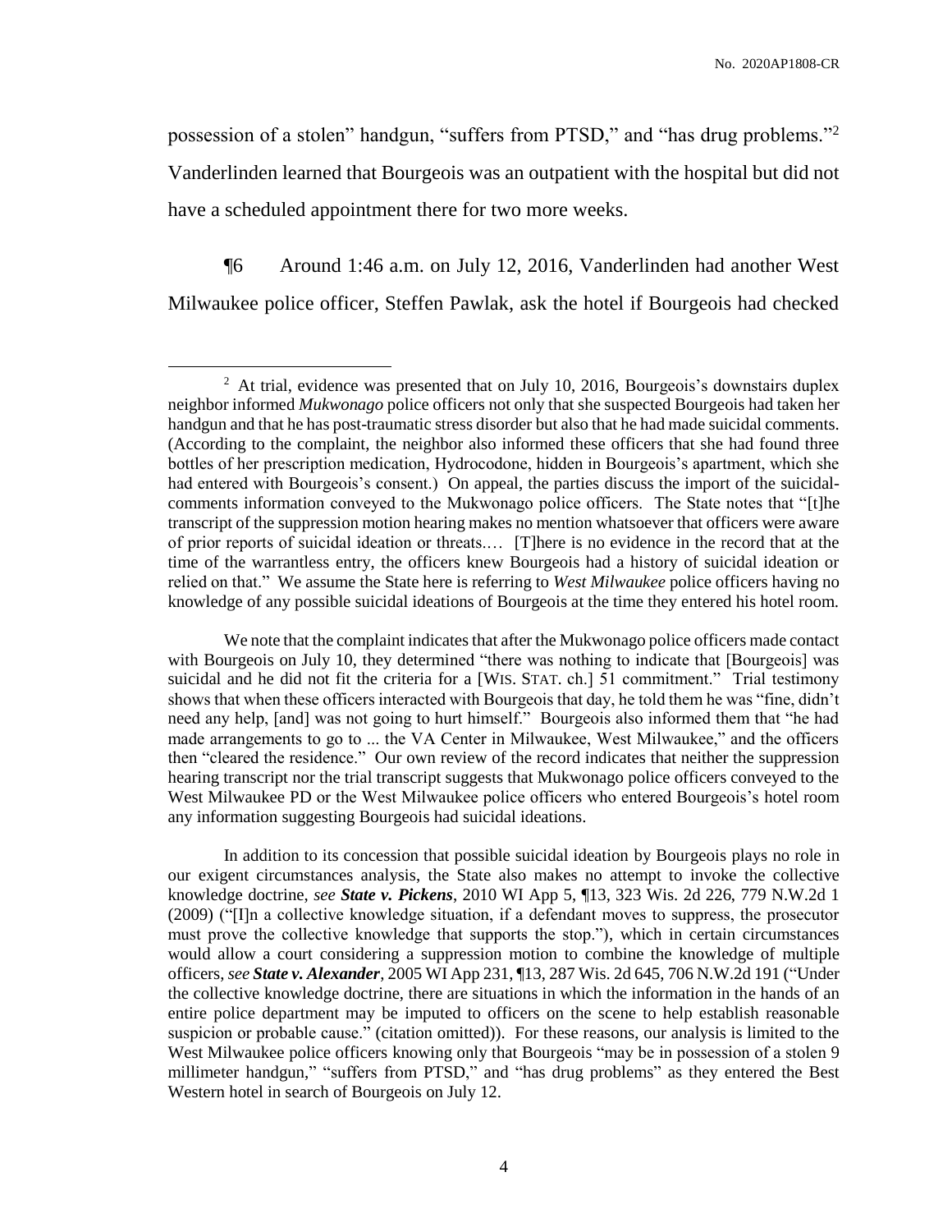possession of a stolen" handgun, "suffers from PTSD," and "has drug problems."[2] Vanderlinden learned that Bourgeois was an outpatient with the hospital but did not have a scheduled appointment there for two more weeks.

¶6 Around 1:46 a.m. on July 12, 2016, Vanderlinden had another West Milwaukee police officer, Steffen Pawlak, ask the hotel if Bourgeois had checked

---

[2] At trial, evidence was presented that on July 10, 2016, Bourgeois's downstairs duplex neighbor informed *Mukwonago* police officers not only that she suspected Bourgeois had taken her handgun and that he has post-traumatic stress disorder but also that he had made suicidal comments. (According to the complaint, the neighbor also informed these officers that she had found three bottles of her prescription medication, Hydrocodone, hidden in Bourgeois's apartment, which she had entered with Bourgeois's consent.) On appeal, the parties discuss the import of the suicidal-comments information conveyed to the Mukwonago police officers. The State notes that "[t]he transcript of the suppression motion hearing makes no mention whatsoever that officers were aware of prior reports of suicidal ideation or threats.… [T]here is no evidence in the record that at the time of the warrantless entry, the officers knew Bourgeois had a history of suicidal ideation or relied on that." We assume the State here is referring to *West Milwaukee* police officers having no knowledge of any possible suicidal ideations of Bourgeois at the time they entered his hotel room.

We note that the complaint indicates that after the Mukwonago police officers made contact with Bourgeois on July 10, they determined "there was nothing to indicate that [Bourgeois] was suicidal and he did not fit the criteria for a [WIS. STAT. ch.] 51 commitment." Trial testimony shows that when these officers interacted with Bourgeois that day, he told them he was "fine, didn't need any help, [and] was not going to hurt himself." Bourgeois also informed them that "he had made arrangements to go to ... the VA Center in Milwaukee, West Milwaukee," and the officers then "cleared the residence." Our own review of the record indicates that neither the suppression hearing transcript nor the trial transcript suggests that Mukwonago police officers conveyed to the West Milwaukee PD or the West Milwaukee police officers who entered Bourgeois's hotel room any information suggesting Bourgeois had suicidal ideations.

In addition to its concession that possible suicidal ideation by Bourgeois plays no role in our exigent circumstances analysis, the State also makes no attempt to invoke the collective knowledge doctrine, *see* ***State v. Pickens***, 2010 WI App 5, ¶13, 323 Wis. 2d 226, 779 N.W.2d 1 (2009) ("[I]n a collective knowledge situation, if a defendant moves to suppress, the prosecutor must prove the collective knowledge that supports the stop."), which in certain circumstances would allow a court considering a suppression motion to combine the knowledge of multiple officers, *see* ***State v. Alexander***, 2005 WI App 231, ¶13, 287 Wis. 2d 645, 706 N.W.2d 191 ("Under the collective knowledge doctrine, there are situations in which the information in the hands of an entire police department may be imputed to officers on the scene to help establish reasonable suspicion or probable cause." (citation omitted)). For these reasons, our analysis is limited to the West Milwaukee police officers knowing only that Bourgeois "may be in possession of a stolen 9 millimeter handgun," "suffers from PTSD," and "has drug problems" as they entered the Best Western hotel in search of Bourgeois on July 12.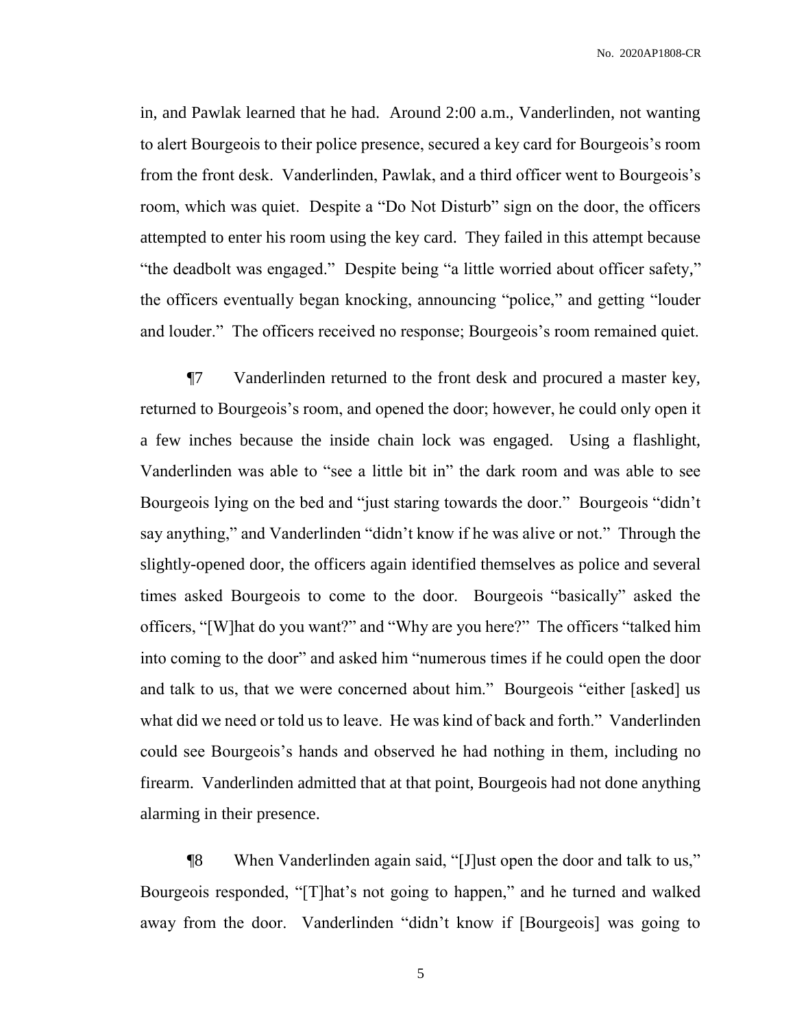in, and Pawlak learned that he had. Around 2:00 a.m., Vanderlinden, not wanting to alert Bourgeois to their police presence, secured a key card for Bourgeois's room from the front desk. Vanderlinden, Pawlak, and a third officer went to Bourgeois's room, which was quiet. Despite a "Do Not Disturb" sign on the door, the officers attempted to enter his room using the key card. They failed in this attempt because "the deadbolt was engaged." Despite being "a little worried about officer safety," the officers eventually began knocking, announcing "police," and getting "louder and louder." The officers received no response; Bourgeois's room remained quiet.

¶7 Vanderlinden returned to the front desk and procured a master key, returned to Bourgeois's room, and opened the door; however, he could only open it a few inches because the inside chain lock was engaged. Using a flashlight, Vanderlinden was able to "see a little bit in" the dark room and was able to see Bourgeois lying on the bed and "just staring towards the door." Bourgeois "didn't say anything," and Vanderlinden "didn't know if he was alive or not." Through the slightly-opened door, the officers again identified themselves as police and several times asked Bourgeois to come to the door. Bourgeois "basically" asked the officers, "[W]hat do you want?" and "Why are you here?" The officers "talked him into coming to the door" and asked him "numerous times if he could open the door and talk to us, that we were concerned about him." Bourgeois "either [asked] us what did we need or told us to leave. He was kind of back and forth." Vanderlinden could see Bourgeois's hands and observed he had nothing in them, including no firearm. Vanderlinden admitted that at that point, Bourgeois had not done anything alarming in their presence.

¶8 When Vanderlinden again said, "[J]ust open the door and talk to us," Bourgeois responded, "[T]hat's not going to happen," and he turned and walked away from the door. Vanderlinden "didn't know if [Bourgeois] was going to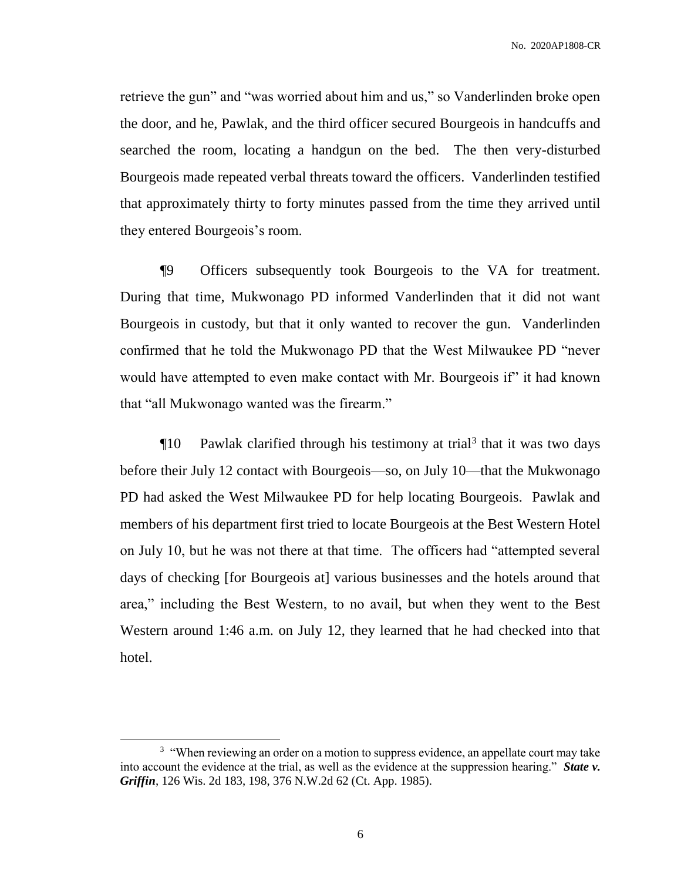retrieve the gun" and "was worried about him and us," so Vanderlinden broke open the door, and he, Pawlak, and the third officer secured Bourgeois in handcuffs and searched the room, locating a handgun on the bed. The then very-disturbed Bourgeois made repeated verbal threats toward the officers. Vanderlinden testified that approximately thirty to forty minutes passed from the time they arrived until they entered Bourgeois's room.

¶9 Officers subsequently took Bourgeois to the VA for treatment. During that time, Mukwonago PD informed Vanderlinden that it did not want Bourgeois in custody, but that it only wanted to recover the gun. Vanderlinden confirmed that he told the Mukwonago PD that the West Milwaukee PD "never would have attempted to even make contact with Mr. Bourgeois if" it had known that "all Mukwonago wanted was the firearm."

¶10 Pawlak clarified through his testimony at trial[3] that it was two days before their July 12 contact with Bourgeois—so, on July 10—that the Mukwonago PD had asked the West Milwaukee PD for help locating Bourgeois. Pawlak and members of his department first tried to locate Bourgeois at the Best Western Hotel on July 10, but he was not there at that time. The officers had "attempted several days of checking [for Bourgeois at] various businesses and the hotels around that area," including the Best Western, to no avail, but when they went to the Best Western around 1:46 a.m. on July 12, they learned that he had checked into that hotel.

---

[3] "When reviewing an order on a motion to suppress evidence, an appellate court may take into account the evidence at the trial, as well as the evidence at the suppression hearing." ***State v. Griffin***, 126 Wis. 2d 183, 198, 376 N.W.2d 62 (Ct. App. 1985).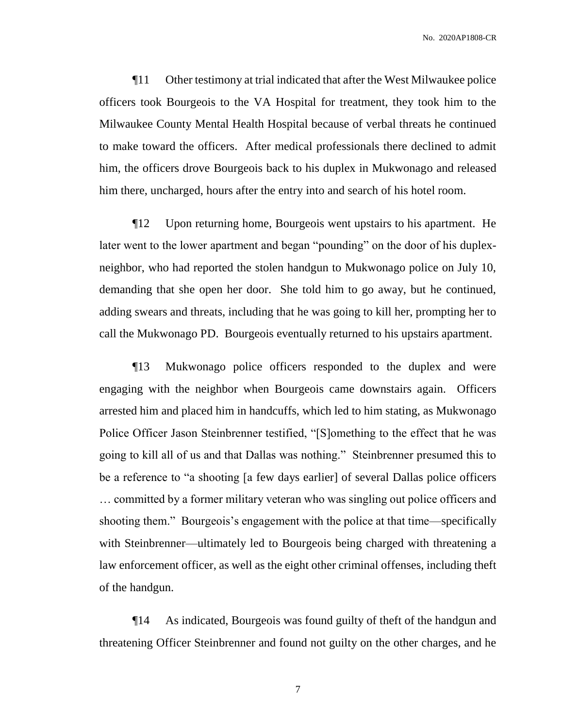¶11 Other testimony at trial indicated that after the West Milwaukee police officers took Bourgeois to the VA Hospital for treatment, they took him to the Milwaukee County Mental Health Hospital because of verbal threats he continued to make toward the officers. After medical professionals there declined to admit him, the officers drove Bourgeois back to his duplex in Mukwonago and released him there, uncharged, hours after the entry into and search of his hotel room.

¶12 Upon returning home, Bourgeois went upstairs to his apartment. He later went to the lower apartment and began "pounding" on the door of his duplex-neighbor, who had reported the stolen handgun to Mukwonago police on July 10, demanding that she open her door. She told him to go away, but he continued, adding swears and threats, including that he was going to kill her, prompting her to call the Mukwonago PD. Bourgeois eventually returned to his upstairs apartment.

¶13 Mukwonago police officers responded to the duplex and were engaging with the neighbor when Bourgeois came downstairs again. Officers arrested him and placed him in handcuffs, which led to him stating, as Mukwonago Police Officer Jason Steinbrenner testified, "[S]omething to the effect that he was going to kill all of us and that Dallas was nothing." Steinbrenner presumed this to be a reference to "a shooting [a few days earlier] of several Dallas police officers … committed by a former military veteran who was singling out police officers and shooting them." Bourgeois's engagement with the police at that time—specifically with Steinbrenner—ultimately led to Bourgeois being charged with threatening a law enforcement officer, as well as the eight other criminal offenses, including theft of the handgun.

¶14 As indicated, Bourgeois was found guilty of theft of the handgun and threatening Officer Steinbrenner and found not guilty on the other charges, and he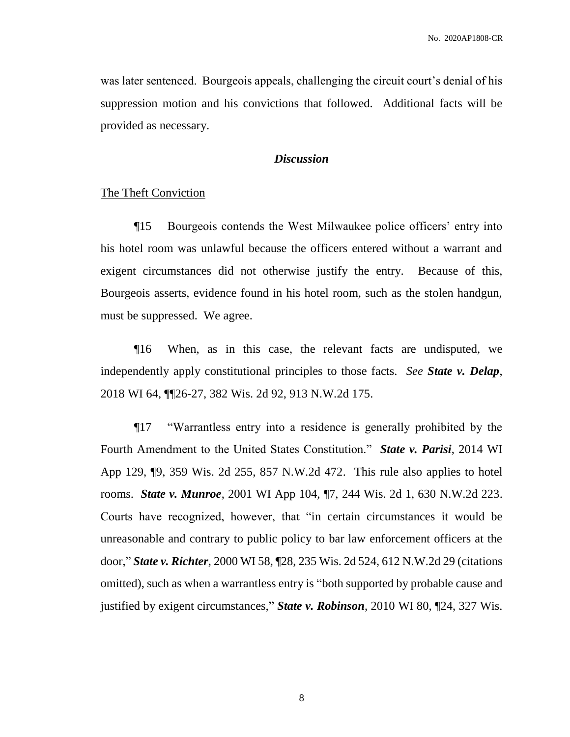was later sentenced. Bourgeois appeals, challenging the circuit court's denial of his suppression motion and his convictions that followed. Additional facts will be provided as necessary.

### *Discussion*

The Theft Conviction

¶15 Bourgeois contends the West Milwaukee police officers' entry into his hotel room was unlawful because the officers entered without a warrant and exigent circumstances did not otherwise justify the entry. Because of this, Bourgeois asserts, evidence found in his hotel room, such as the stolen handgun, must be suppressed. We agree.

¶16 When, as in this case, the relevant facts are undisputed, we independently apply constitutional principles to those facts. *See* ***State v. Delap***, 2018 WI 64, ¶¶26-27, 382 Wis. 2d 92, 913 N.W.2d 175.

¶17 "Warrantless entry into a residence is generally prohibited by the Fourth Amendment to the United States Constitution." ***State v. Parisi***, 2014 WI App 129, ¶9, 359 Wis. 2d 255, 857 N.W.2d 472. This rule also applies to hotel rooms. ***State v. Munroe***, 2001 WI App 104, ¶7, 244 Wis. 2d 1, 630 N.W.2d 223. Courts have recognized, however, that "in certain circumstances it would be unreasonable and contrary to public policy to bar law enforcement officers at the door," ***State v. Richter***, 2000 WI 58, ¶28, 235 Wis. 2d 524, 612 N.W.2d 29 (citations omitted), such as when a warrantless entry is "both supported by probable cause and justified by exigent circumstances," ***State v. Robinson***, 2010 WI 80, ¶24, 327 Wis.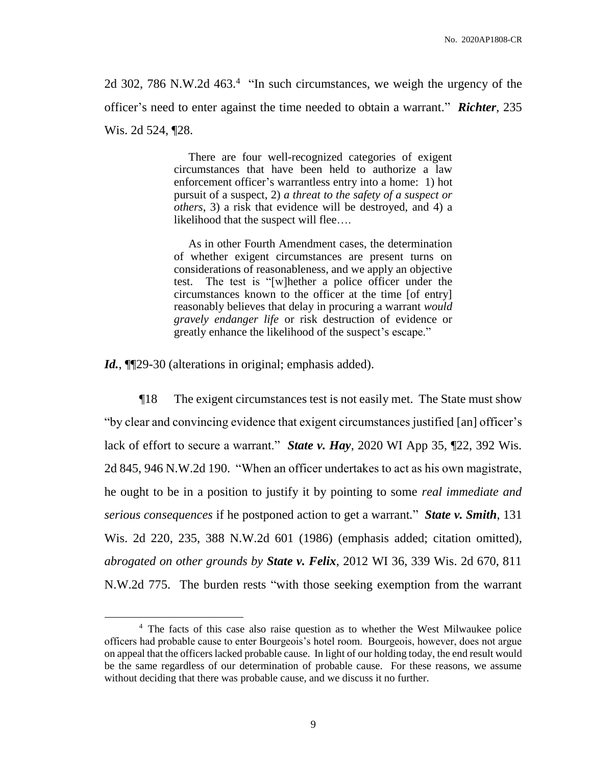2d 302, 786 N.W.2d 463.[4] "In such circumstances, we weigh the urgency of the officer's need to enter against the time needed to obtain a warrant." ***Richter***, 235 Wis. 2d 524, ¶28.

> There are four well-recognized categories of exigent circumstances that have been held to authorize a law enforcement officer's warrantless entry into a home: 1) hot pursuit of a suspect, 2) *a threat to the safety of a suspect or others*, 3) a risk that evidence will be destroyed, and 4) a likelihood that the suspect will flee….
>
> As in other Fourth Amendment cases, the determination of whether exigent circumstances are present turns on considerations of reasonableness, and we apply an objective test. The test is "[w]hether a police officer under the circumstances known to the officer at the time [of entry] reasonably believes that delay in procuring a warrant *would gravely endanger life* or risk destruction of evidence or greatly enhance the likelihood of the suspect's escape."

***Id.***, ¶¶29-30 (alterations in original; emphasis added).

¶18 The exigent circumstances test is not easily met. The State must show "by clear and convincing evidence that exigent circumstances justified [an] officer's lack of effort to secure a warrant." ***State v. Hay***, 2020 WI App 35, ¶22, 392 Wis. 2d 845, 946 N.W.2d 190. "When an officer undertakes to act as his own magistrate, he ought to be in a position to justify it by pointing to some *real immediate and serious consequences* if he postponed action to get a warrant." ***State v. Smith***, 131 Wis. 2d 220, 235, 388 N.W.2d 601 (1986) (emphasis added; citation omitted), *abrogated on other grounds by* ***State v. Felix***, 2012 WI 36, 339 Wis. 2d 670, 811 N.W.2d 775. The burden rests "with those seeking exemption from the warrant

---

[4] The facts of this case also raise question as to whether the West Milwaukee police officers had probable cause to enter Bourgeois's hotel room. Bourgeois, however, does not argue on appeal that the officers lacked probable cause. In light of our holding today, the end result would be the same regardless of our determination of probable cause. For these reasons, we assume without deciding that there was probable cause, and we discuss it no further.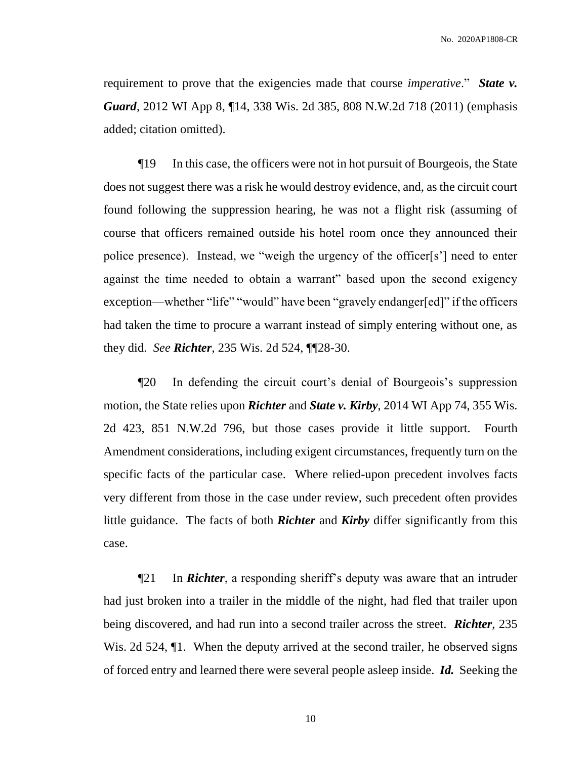requirement to prove that the exigencies made that course *imperative*." ***State v. Guard***, 2012 WI App 8, ¶14, 338 Wis. 2d 385, 808 N.W.2d 718 (2011) (emphasis added; citation omitted).

¶19 In this case, the officers were not in hot pursuit of Bourgeois, the State does not suggest there was a risk he would destroy evidence, and, as the circuit court found following the suppression hearing, he was not a flight risk (assuming of course that officers remained outside his hotel room once they announced their police presence). Instead, we "weigh the urgency of the officer[s'] need to enter against the time needed to obtain a warrant" based upon the second exigency exception—whether "life" "would" have been "gravely endanger[ed]" if the officers had taken the time to procure a warrant instead of simply entering without one, as they did. *See* ***Richter***, 235 Wis. 2d 524, ¶¶28-30.

¶20 In defending the circuit court's denial of Bourgeois's suppression motion, the State relies upon ***Richter*** and ***State v. Kirby***, 2014 WI App 74, 355 Wis. 2d 423, 851 N.W.2d 796, but those cases provide it little support. Fourth Amendment considerations, including exigent circumstances, frequently turn on the specific facts of the particular case. Where relied-upon precedent involves facts very different from those in the case under review, such precedent often provides little guidance. The facts of both ***Richter*** and ***Kirby*** differ significantly from this case.

¶21 In ***Richter***, a responding sheriff's deputy was aware that an intruder had just broken into a trailer in the middle of the night, had fled that trailer upon being discovered, and had run into a second trailer across the street. ***Richter***, 235 Wis. 2d 524, ¶1. When the deputy arrived at the second trailer, he observed signs of forced entry and learned there were several people asleep inside. ***Id.*** Seeking the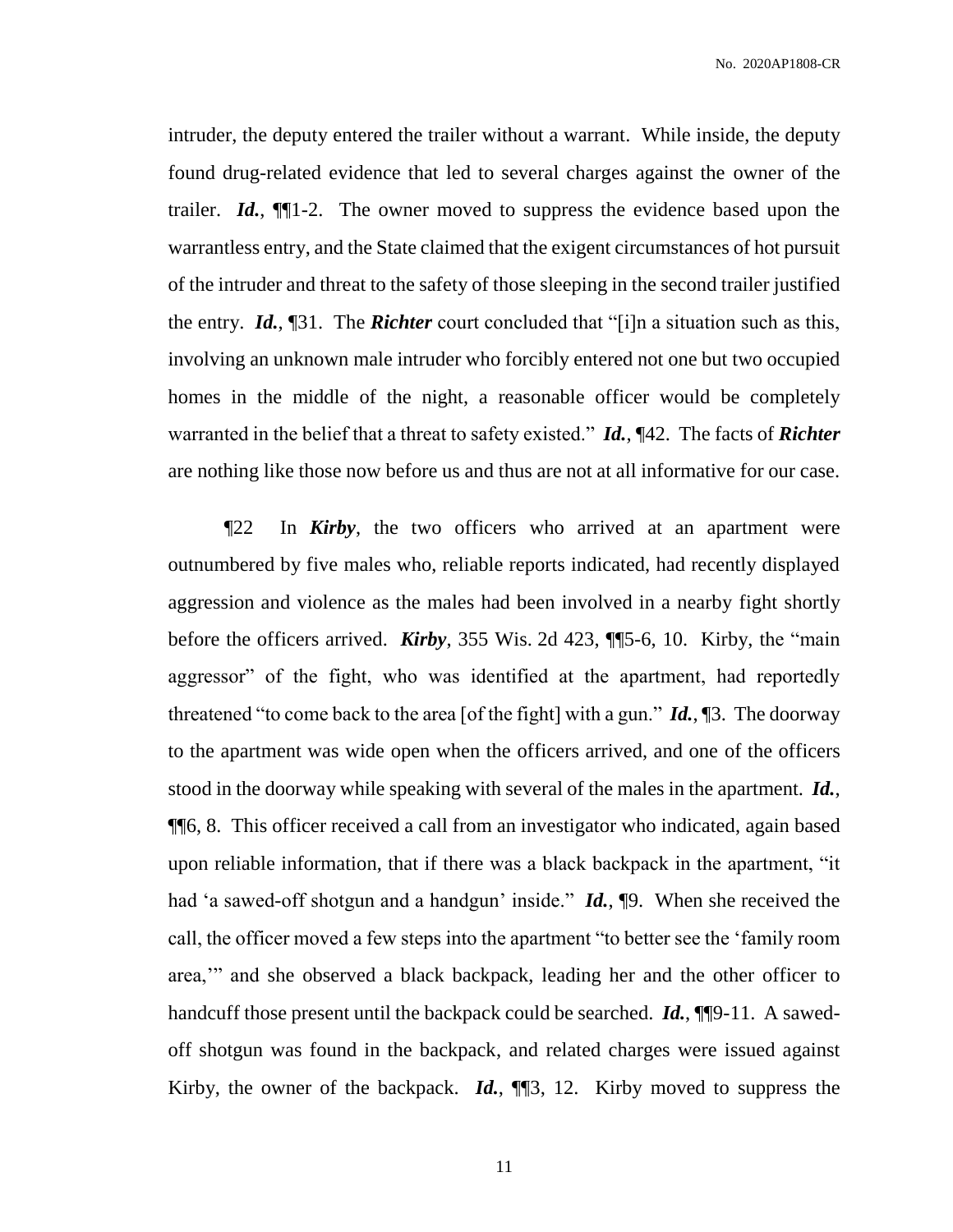intruder, the deputy entered the trailer without a warrant. While inside, the deputy found drug-related evidence that led to several charges against the owner of the trailer. ***Id.***, ¶¶1-2. The owner moved to suppress the evidence based upon the warrantless entry, and the State claimed that the exigent circumstances of hot pursuit of the intruder and threat to the safety of those sleeping in the second trailer justified the entry. ***Id.***, ¶31. The ***Richter*** court concluded that "[i]n a situation such as this, involving an unknown male intruder who forcibly entered not one but two occupied homes in the middle of the night, a reasonable officer would be completely warranted in the belief that a threat to safety existed." ***Id.***, ¶42. The facts of ***Richter*** are nothing like those now before us and thus are not at all informative for our case.

¶22 In ***Kirby***, the two officers who arrived at an apartment were outnumbered by five males who, reliable reports indicated, had recently displayed aggression and violence as the males had been involved in a nearby fight shortly before the officers arrived. ***Kirby***, 355 Wis. 2d 423, ¶¶5-6, 10. Kirby, the "main aggressor" of the fight, who was identified at the apartment, had reportedly threatened "to come back to the area [of the fight] with a gun." ***Id.***, ¶3. The doorway to the apartment was wide open when the officers arrived, and one of the officers stood in the doorway while speaking with several of the males in the apartment. ***Id.***, ¶¶6, 8. This officer received a call from an investigator who indicated, again based upon reliable information, that if there was a black backpack in the apartment, "it had 'a sawed-off shotgun and a handgun' inside." ***Id.***, ¶9. When she received the call, the officer moved a few steps into the apartment "to better see the 'family room area,'" and she observed a black backpack, leading her and the other officer to handcuff those present until the backpack could be searched. ***Id.***, ¶¶9-11. A sawed-off shotgun was found in the backpack, and related charges were issued against Kirby, the owner of the backpack. ***Id.***, ¶¶3, 12. Kirby moved to suppress the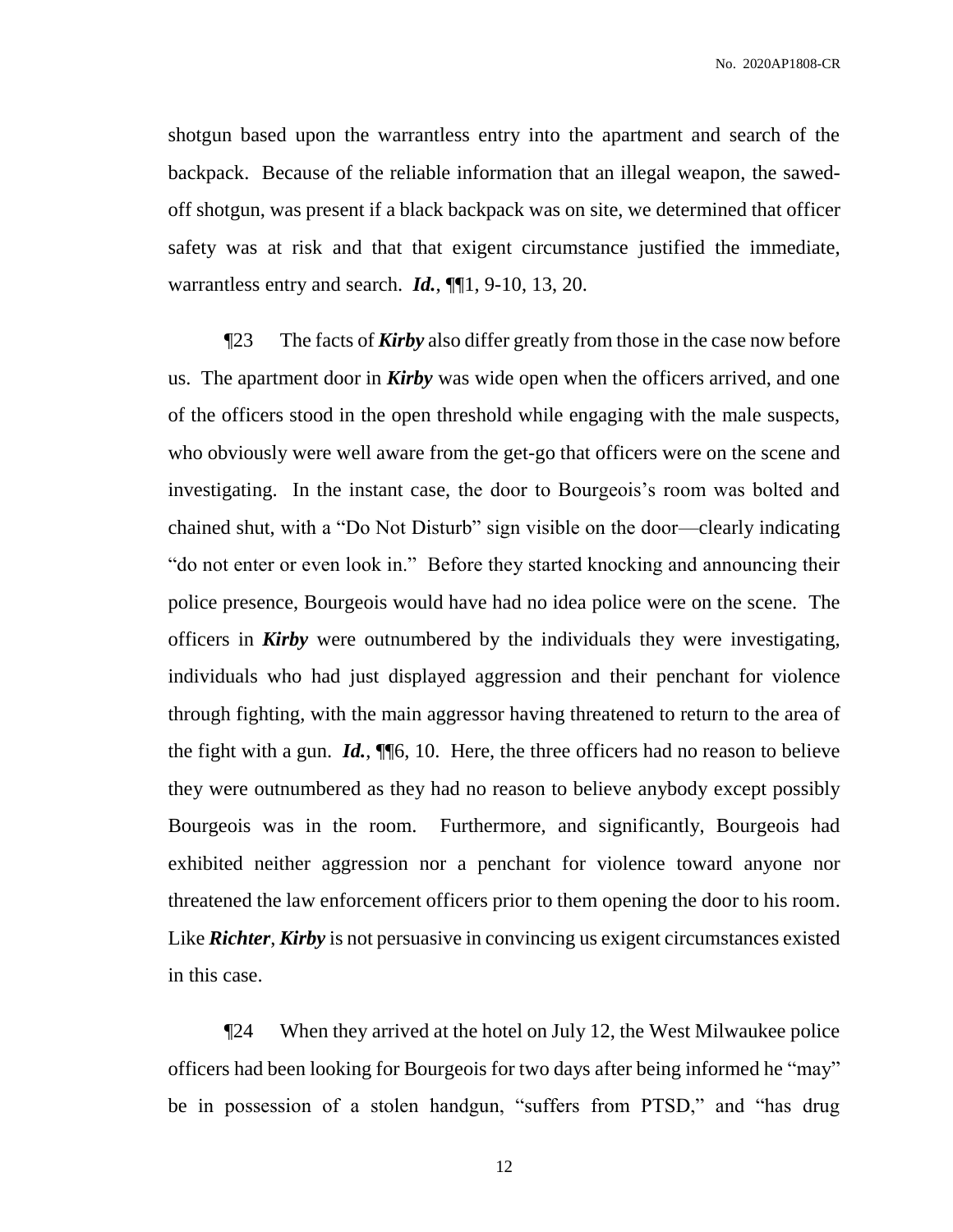shotgun based upon the warrantless entry into the apartment and search of the backpack. Because of the reliable information that an illegal weapon, the sawed-off shotgun, was present if a black backpack was on site, we determined that officer safety was at risk and that that exigent circumstance justified the immediate, warrantless entry and search. ***Id.***, ¶¶1, 9-10, 13, 20.

¶23 The facts of ***Kirby*** also differ greatly from those in the case now before us. The apartment door in ***Kirby*** was wide open when the officers arrived, and one of the officers stood in the open threshold while engaging with the male suspects, who obviously were well aware from the get-go that officers were on the scene and investigating. In the instant case, the door to Bourgeois's room was bolted and chained shut, with a "Do Not Disturb" sign visible on the door—clearly indicating "do not enter or even look in." Before they started knocking and announcing their police presence, Bourgeois would have had no idea police were on the scene. The officers in ***Kirby*** were outnumbered by the individuals they were investigating, individuals who had just displayed aggression and their penchant for violence through fighting, with the main aggressor having threatened to return to the area of the fight with a gun. ***Id.***, ¶¶6, 10. Here, the three officers had no reason to believe they were outnumbered as they had no reason to believe anybody except possibly Bourgeois was in the room. Furthermore, and significantly, Bourgeois had exhibited neither aggression nor a penchant for violence toward anyone nor threatened the law enforcement officers prior to them opening the door to his room. Like ***Richter***, ***Kirby*** is not persuasive in convincing us exigent circumstances existed in this case.

¶24 When they arrived at the hotel on July 12, the West Milwaukee police officers had been looking for Bourgeois for two days after being informed he "may" be in possession of a stolen handgun, "suffers from PTSD," and "has drug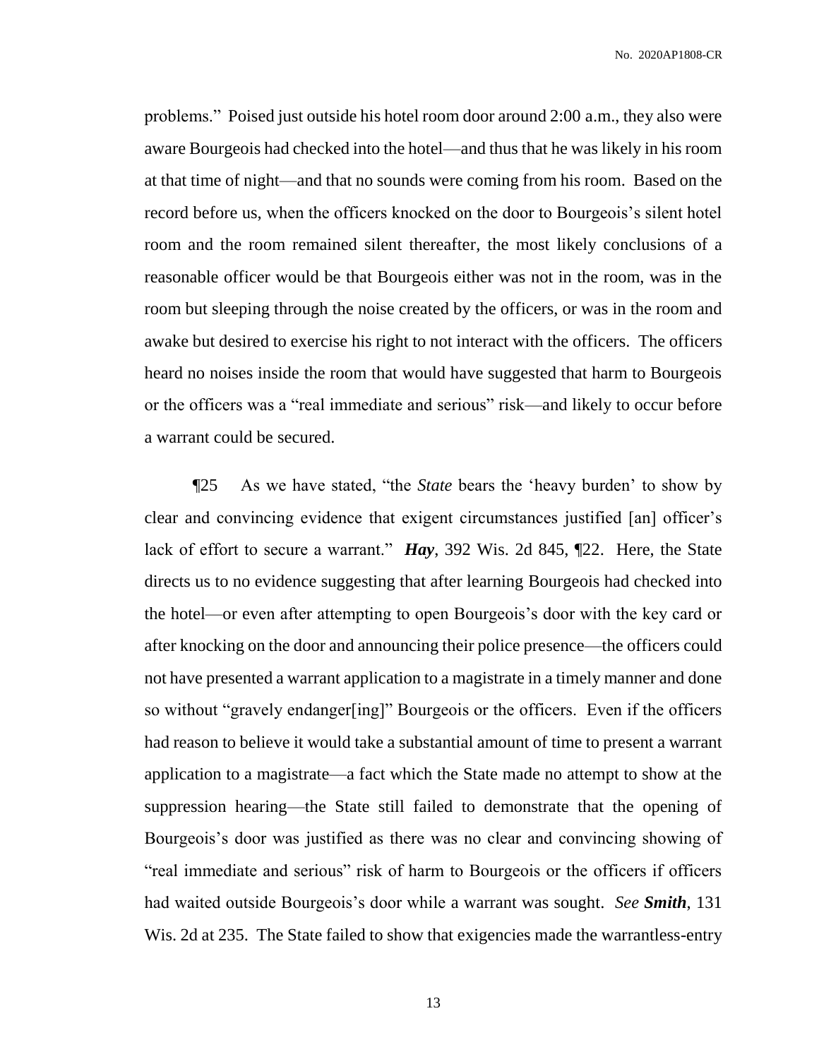problems." Poised just outside his hotel room door around 2:00 a.m., they also were aware Bourgeois had checked into the hotel—and thus that he was likely in his room at that time of night—and that no sounds were coming from his room. Based on the record before us, when the officers knocked on the door to Bourgeois's silent hotel room and the room remained silent thereafter, the most likely conclusions of a reasonable officer would be that Bourgeois either was not in the room, was in the room but sleeping through the noise created by the officers, or was in the room and awake but desired to exercise his right to not interact with the officers. The officers heard no noises inside the room that would have suggested that harm to Bourgeois or the officers was a "real immediate and serious" risk—and likely to occur before a warrant could be secured.

¶25 As we have stated, "the *State* bears the 'heavy burden' to show by clear and convincing evidence that exigent circumstances justified [an] officer's lack of effort to secure a warrant." ***Hay***, 392 Wis. 2d 845, ¶22. Here, the State directs us to no evidence suggesting that after learning Bourgeois had checked into the hotel—or even after attempting to open Bourgeois's door with the key card or after knocking on the door and announcing their police presence—the officers could not have presented a warrant application to a magistrate in a timely manner and done so without "gravely endanger[ing]" Bourgeois or the officers. Even if the officers had reason to believe it would take a substantial amount of time to present a warrant application to a magistrate—a fact which the State made no attempt to show at the suppression hearing—the State still failed to demonstrate that the opening of Bourgeois's door was justified as there was no clear and convincing showing of "real immediate and serious" risk of harm to Bourgeois or the officers if officers had waited outside Bourgeois's door while a warrant was sought. *See* ***Smith***, 131 Wis. 2d at 235. The State failed to show that exigencies made the warrantless-entry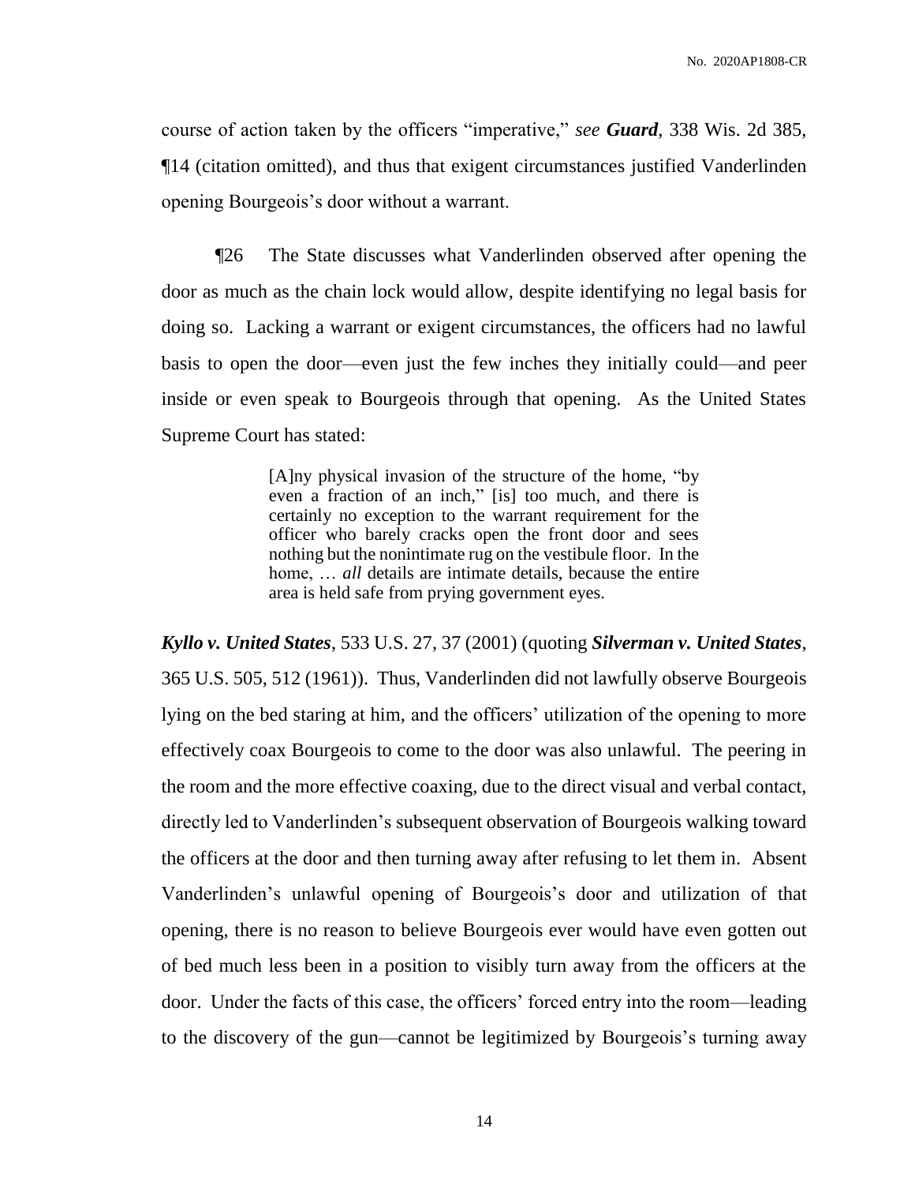course of action taken by the officers "imperative," *see* ***Guard***, 338 Wis. 2d 385, ¶14 (citation omitted), and thus that exigent circumstances justified Vanderlinden opening Bourgeois's door without a warrant.

¶26 The State discusses what Vanderlinden observed after opening the door as much as the chain lock would allow, despite identifying no legal basis for doing so. Lacking a warrant or exigent circumstances, the officers had no lawful basis to open the door—even just the few inches they initially could—and peer inside or even speak to Bourgeois through that opening. As the United States Supreme Court has stated:

> [A]ny physical invasion of the structure of the home, "by even a fraction of an inch," [is] too much, and there is certainly no exception to the warrant requirement for the officer who barely cracks open the front door and sees nothing but the nonintimate rug on the vestibule floor. In the home, … *all* details are intimate details, because the entire area is held safe from prying government eyes.

***Kyllo v. United States***, 533 U.S. 27, 37 (2001) (quoting ***Silverman v. United States***, 365 U.S. 505, 512 (1961)). Thus, Vanderlinden did not lawfully observe Bourgeois lying on the bed staring at him, and the officers' utilization of the opening to more effectively coax Bourgeois to come to the door was also unlawful. The peering in the room and the more effective coaxing, due to the direct visual and verbal contact, directly led to Vanderlinden's subsequent observation of Bourgeois walking toward the officers at the door and then turning away after refusing to let them in. Absent Vanderlinden's unlawful opening of Bourgeois's door and utilization of that opening, there is no reason to believe Bourgeois ever would have even gotten out of bed much less been in a position to visibly turn away from the officers at the door. Under the facts of this case, the officers' forced entry into the room—leading to the discovery of the gun—cannot be legitimized by Bourgeois's turning away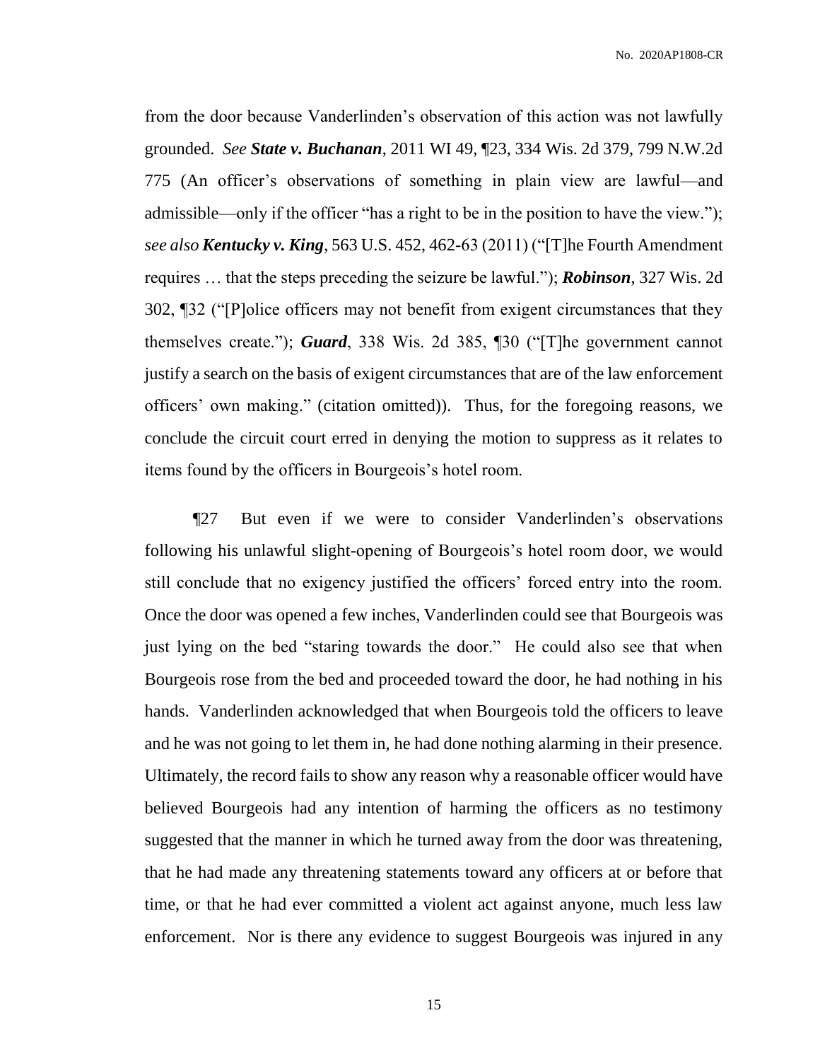from the door because Vanderlinden's observation of this action was not lawfully grounded. *See* ***State v. Buchanan***, 2011 WI 49, ¶23, 334 Wis. 2d 379, 799 N.W.2d 775 (An officer's observations of something in plain view are lawful—and admissible—only if the officer "has a right to be in the position to have the view."); *see also* ***Kentucky v. King***, 563 U.S. 452, 462-63 (2011) ("[T]he Fourth Amendment requires … that the steps preceding the seizure be lawful."); ***Robinson***, 327 Wis. 2d 302, ¶32 ("[P]olice officers may not benefit from exigent circumstances that they themselves create."); ***Guard***, 338 Wis. 2d 385, ¶30 ("[T]he government cannot justify a search on the basis of exigent circumstances that are of the law enforcement officers' own making." (citation omitted)). Thus, for the foregoing reasons, we conclude the circuit court erred in denying the motion to suppress as it relates to items found by the officers in Bourgeois's hotel room.

¶27 But even if we were to consider Vanderlinden's observations following his unlawful slight-opening of Bourgeois's hotel room door, we would still conclude that no exigency justified the officers' forced entry into the room. Once the door was opened a few inches, Vanderlinden could see that Bourgeois was just lying on the bed "staring towards the door." He could also see that when Bourgeois rose from the bed and proceeded toward the door, he had nothing in his hands. Vanderlinden acknowledged that when Bourgeois told the officers to leave and he was not going to let them in, he had done nothing alarming in their presence. Ultimately, the record fails to show any reason why a reasonable officer would have believed Bourgeois had any intention of harming the officers as no testimony suggested that the manner in which he turned away from the door was threatening, that he had made any threatening statements toward any officers at or before that time, or that he had ever committed a violent act against anyone, much less law enforcement. Nor is there any evidence to suggest Bourgeois was injured in any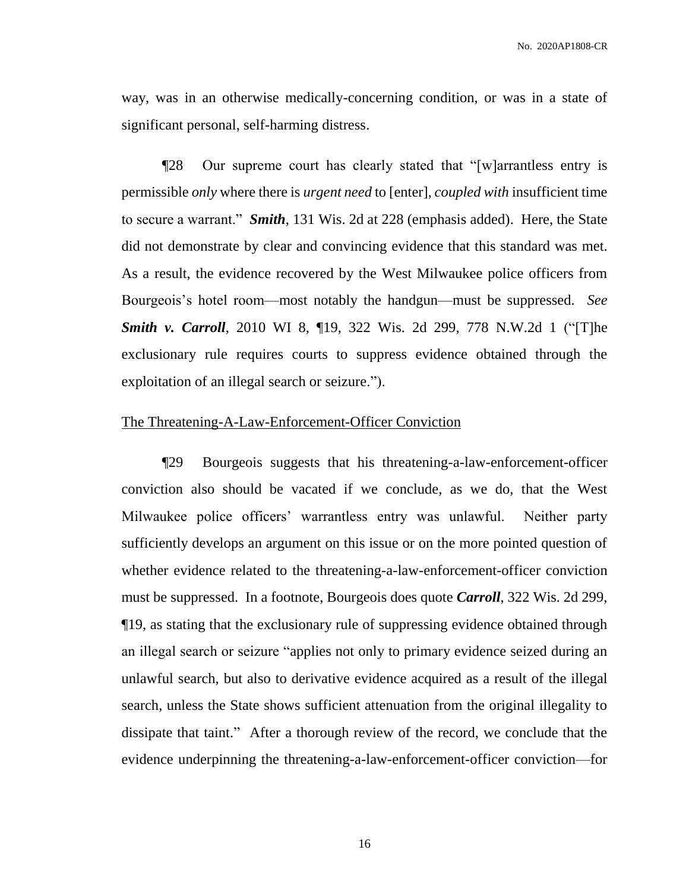way, was in an otherwise medically-concerning condition, or was in a state of significant personal, self-harming distress.

¶28 Our supreme court has clearly stated that "[w]arrantless entry is permissible *only* where there is *urgent need* to [enter], *coupled with* insufficient time to secure a warrant." ***Smith***, 131 Wis. 2d at 228 (emphasis added). Here, the State did not demonstrate by clear and convincing evidence that this standard was met. As a result, the evidence recovered by the West Milwaukee police officers from Bourgeois's hotel room—most notably the handgun—must be suppressed. *See* ***Smith v. Carroll***, 2010 WI 8, ¶19, 322 Wis. 2d 299, 778 N.W.2d 1 ("[T]he exclusionary rule requires courts to suppress evidence obtained through the exploitation of an illegal search or seizure.").

The Threatening-A-Law-Enforcement-Officer Conviction

¶29 Bourgeois suggests that his threatening-a-law-enforcement-officer conviction also should be vacated if we conclude, as we do, that the West Milwaukee police officers' warrantless entry was unlawful. Neither party sufficiently develops an argument on this issue or on the more pointed question of whether evidence related to the threatening-a-law-enforcement-officer conviction must be suppressed. In a footnote, Bourgeois does quote ***Carroll***, 322 Wis. 2d 299, ¶19, as stating that the exclusionary rule of suppressing evidence obtained through an illegal search or seizure "applies not only to primary evidence seized during an unlawful search, but also to derivative evidence acquired as a result of the illegal search, unless the State shows sufficient attenuation from the original illegality to dissipate that taint." After a thorough review of the record, we conclude that the evidence underpinning the threatening-a-law-enforcement-officer conviction—for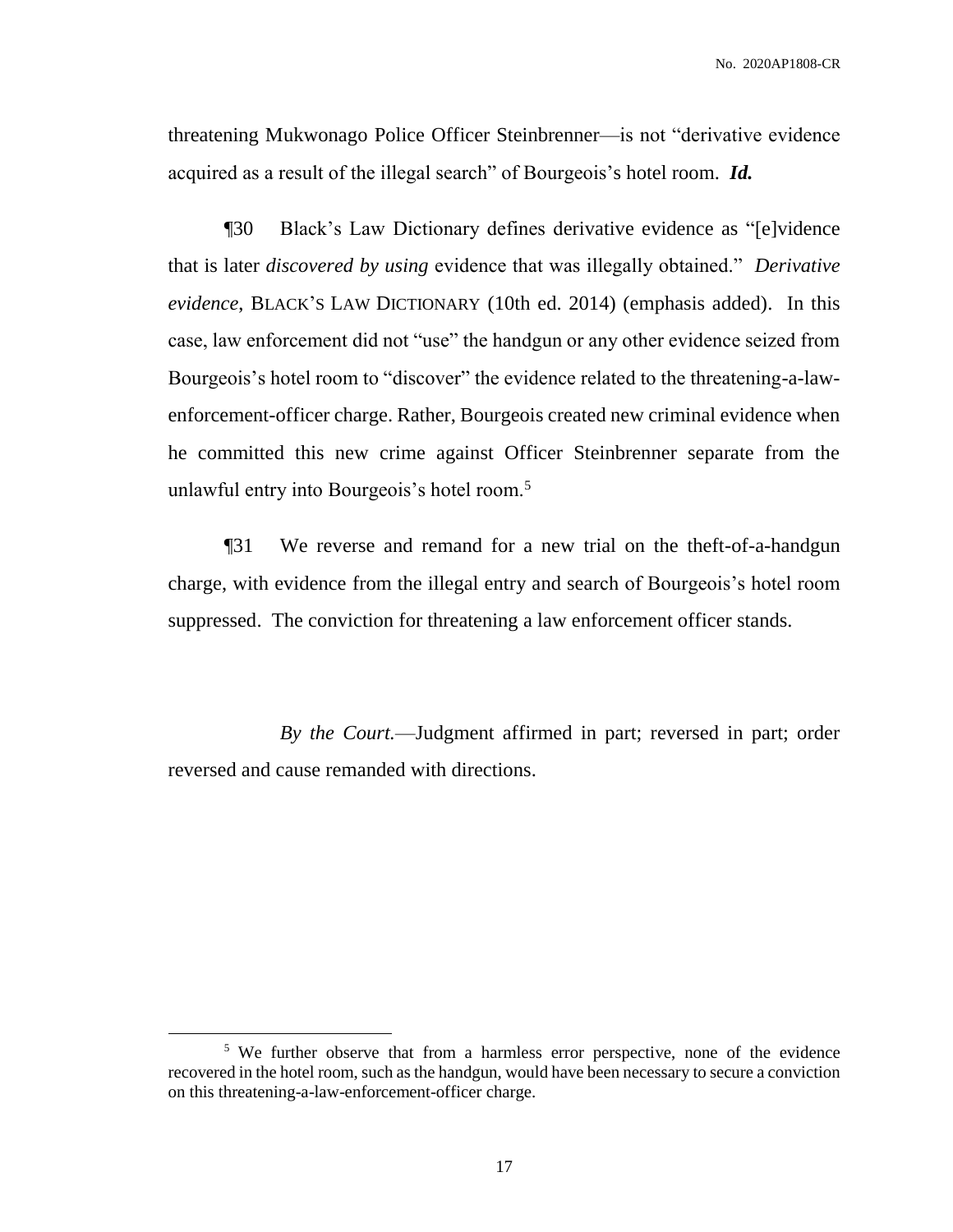threatening Mukwonago Police Officer Steinbrenner—is not "derivative evidence acquired as a result of the illegal search" of Bourgeois's hotel room. ***Id.***

¶30 Black's Law Dictionary defines derivative evidence as "[e]vidence that is later *discovered by using* evidence that was illegally obtained." *Derivative evidence*, BLACK'S LAW DICTIONARY (10th ed. 2014) (emphasis added). In this case, law enforcement did not "use" the handgun or any other evidence seized from Bourgeois's hotel room to "discover" the evidence related to the threatening-a-law-enforcement-officer charge. Rather, Bourgeois created new criminal evidence when he committed this new crime against Officer Steinbrenner separate from the unlawful entry into Bourgeois's hotel room.[5]

¶31 We reverse and remand for a new trial on the theft-of-a-handgun charge, with evidence from the illegal entry and search of Bourgeois's hotel room suppressed. The conviction for threatening a law enforcement officer stands.

*By the Court.*—Judgment affirmed in part; reversed in part; order reversed and cause remanded with directions.

[5] We further observe that from a harmless error perspective, none of the evidence recovered in the hotel room, such as the handgun, would have been necessary to secure a conviction on this threatening-a-law-enforcement-officer charge.